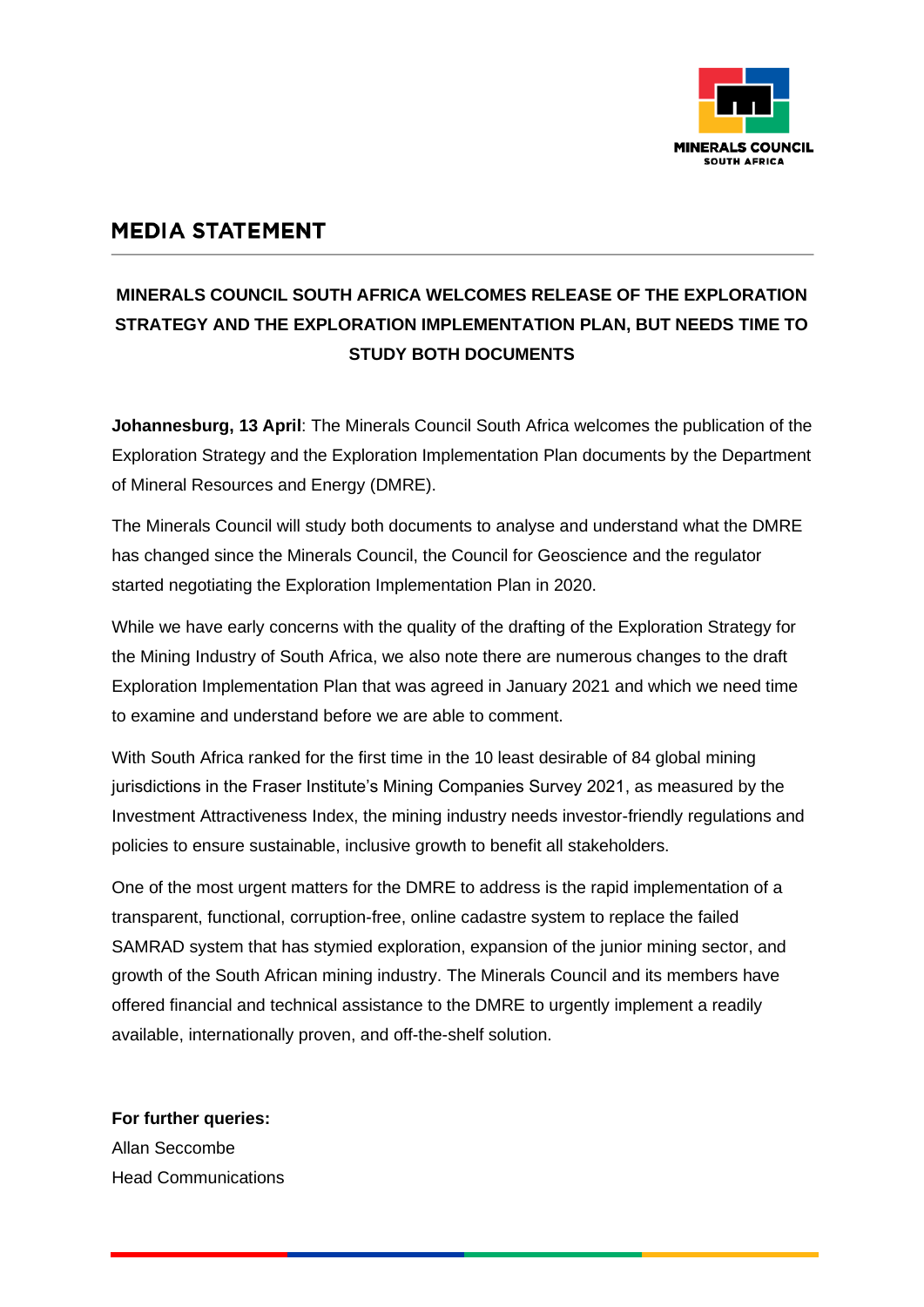MINERALS COUNCIL
SOUTH AFRICA

# MEDIA STATEMENT

## MINERALS COUNCIL SOUTH AFRICA WELCOMES RELEASE OF THE EXPLORATION STRATEGY AND THE EXPLORATION IMPLEMENTATION PLAN, BUT NEEDS TIME TO STUDY BOTH DOCUMENTS

**Johannesburg, 13 April**: The Minerals Council South Africa welcomes the publication of the Exploration Strategy and the Exploration Implementation Plan documents by the Department of Mineral Resources and Energy (DMRE).

The Minerals Council will study both documents to analyse and understand what the DMRE has changed since the Minerals Council, the Council for Geoscience and the regulator started negotiating the Exploration Implementation Plan in 2020.

While we have early concerns with the quality of the drafting of the Exploration Strategy for the Mining Industry of South Africa, we also note there are numerous changes to the draft Exploration Implementation Plan that was agreed in January 2021 and which we need time to examine and understand before we are able to comment.

With South Africa ranked for the first time in the 10 least desirable of 84 global mining jurisdictions in the Fraser Institute's Mining Companies Survey 2021, as measured by the Investment Attractiveness Index, the mining industry needs investor-friendly regulations and policies to ensure sustainable, inclusive growth to benefit all stakeholders.

One of the most urgent matters for the DMRE to address is the rapid implementation of a transparent, functional, corruption-free, online cadastre system to replace the failed SAMRAD system that has stymied exploration, expansion of the junior mining sector, and growth of the South African mining industry. The Minerals Council and its members have offered financial and technical assistance to the DMRE to urgently implement a readily available, internationally proven, and off-the-shelf solution.

**For further queries:**
Allan Seccombe
Head Communications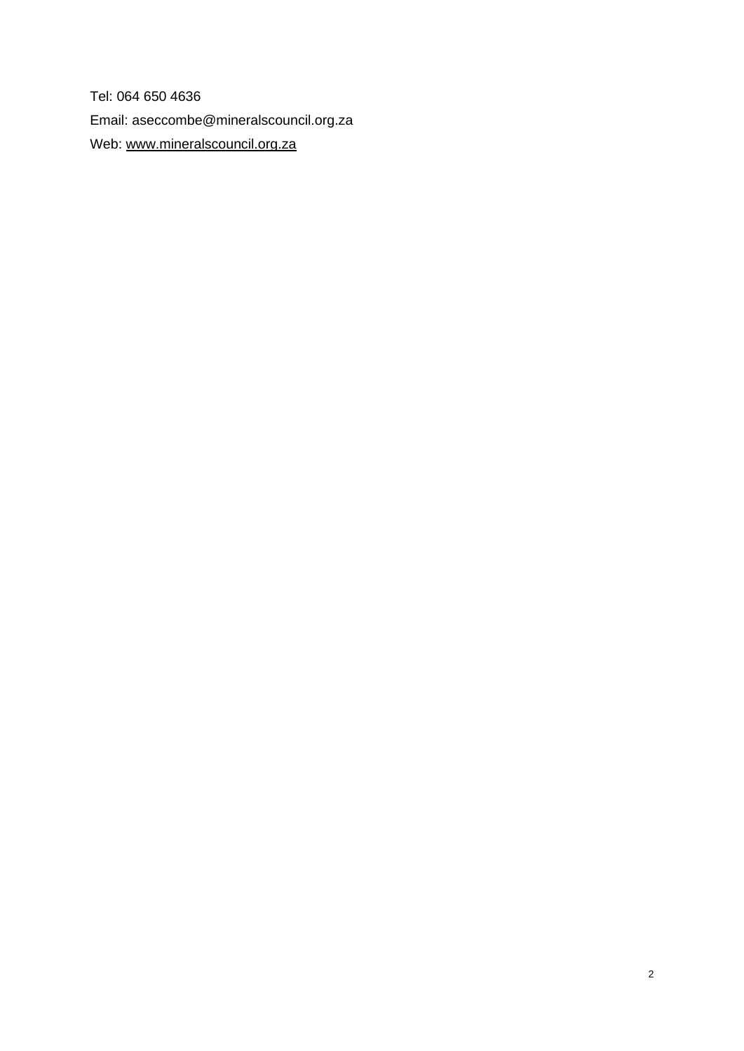Tel: 064 650 4636

Email: aseccombe@mineralscouncil.org.za

Web: www.mineralscouncil.org.za